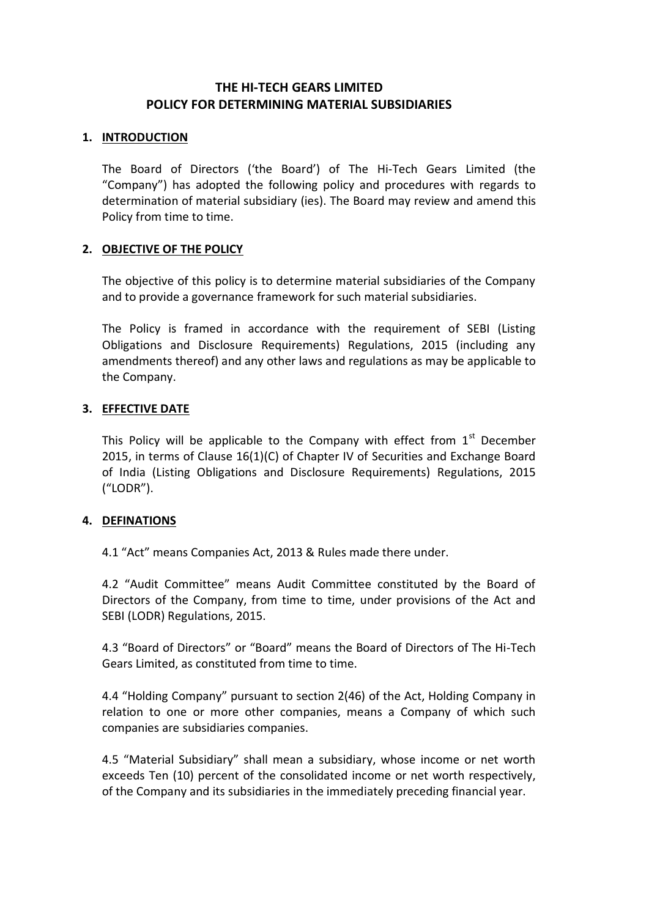# THE HI-TECH GEARS LIMITED
# POLICY FOR DETERMINING MATERIAL SUBSIDIARIES

## 1. INTRODUCTION

The Board of Directors ('the Board') of The Hi-Tech Gears Limited (the "Company") has adopted the following policy and procedures with regards to determination of material subsidiary (ies). The Board may review and amend this Policy from time to time.

## 2. OBJECTIVE OF THE POLICY

The objective of this policy is to determine material subsidiaries of the Company and to provide a governance framework for such material subsidiaries.

The Policy is framed in accordance with the requirement of SEBI (Listing Obligations and Disclosure Requirements) Regulations, 2015 (including any amendments thereof) and any other laws and regulations as may be applicable to the Company.

## 3. EFFECTIVE DATE

This Policy will be applicable to the Company with effect from 1st December 2015, in terms of Clause 16(1)(C) of Chapter IV of Securities and Exchange Board of India (Listing Obligations and Disclosure Requirements) Regulations, 2015 ("LODR").

## 4. DEFINATIONS

4.1 "Act" means Companies Act, 2013 & Rules made there under.

4.2 "Audit Committee" means Audit Committee constituted by the Board of Directors of the Company, from time to time, under provisions of the Act and SEBI (LODR) Regulations, 2015.

4.3 "Board of Directors" or "Board" means the Board of Directors of The Hi-Tech Gears Limited, as constituted from time to time.

4.4 "Holding Company" pursuant to section 2(46) of the Act, Holding Company in relation to one or more other companies, means a Company of which such companies are subsidiaries companies.

4.5 "Material Subsidiary" shall mean a subsidiary, whose income or net worth exceeds Ten (10) percent of the consolidated income or net worth respectively, of the Company and its subsidiaries in the immediately preceding financial year.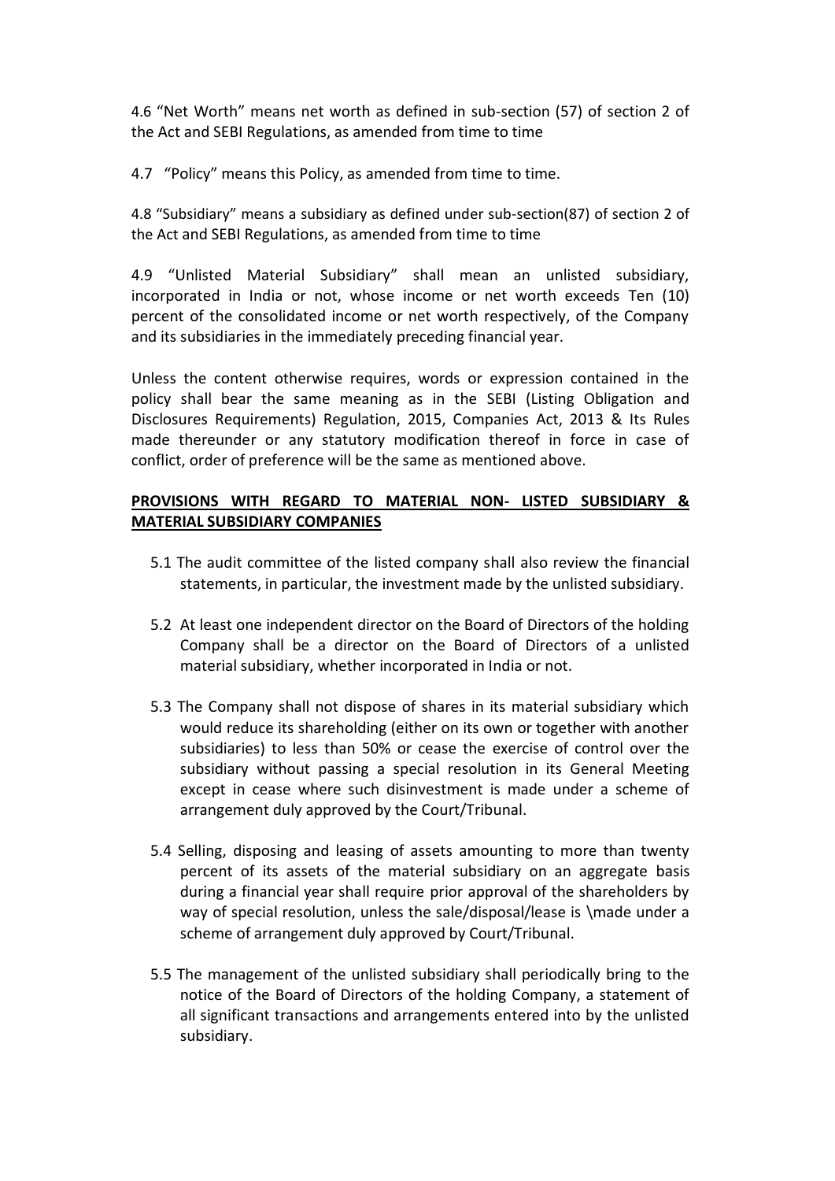4.6 "Net Worth" means net worth as defined in sub-section (57) of section 2 of the Act and SEBI Regulations, as amended from time to time

4.7 "Policy" means this Policy, as amended from time to time.

4.8 "Subsidiary" means a subsidiary as defined under sub-section(87) of section 2 of the Act and SEBI Regulations, as amended from time to time

4.9 "Unlisted Material Subsidiary" shall mean an unlisted subsidiary, incorporated in India or not, whose income or net worth exceeds Ten (10) percent of the consolidated income or net worth respectively, of the Company and its subsidiaries in the immediately preceding financial year.

Unless the content otherwise requires, words or expression contained in the policy shall bear the same meaning as in the SEBI (Listing Obligation and Disclosures Requirements) Regulation, 2015, Companies Act, 2013 & Its Rules made thereunder or any statutory modification thereof in force in case of conflict, order of preference will be the same as mentioned above.

**PROVISIONS WITH REGARD TO MATERIAL NON- LISTED SUBSIDIARY & MATERIAL SUBSIDIARY COMPANIES**

5.1 The audit committee of the listed company shall also review the financial statements, in particular, the investment made by the unlisted subsidiary.

5.2 At least one independent director on the Board of Directors of the holding Company shall be a director on the Board of Directors of a unlisted material subsidiary, whether incorporated in India or not.

5.3 The Company shall not dispose of shares in its material subsidiary which would reduce its shareholding (either on its own or together with another subsidiaries) to less than 50% or cease the exercise of control over the subsidiary without passing a special resolution in its General Meeting except in cease where such disinvestment is made under a scheme of arrangement duly approved by the Court/Tribunal.

5.4 Selling, disposing and leasing of assets amounting to more than twenty percent of its assets of the material subsidiary on an aggregate basis during a financial year shall require prior approval of the shareholders by way of special resolution, unless the sale/disposal/lease is \made under a scheme of arrangement duly approved by Court/Tribunal.

5.5 The management of the unlisted subsidiary shall periodically bring to the notice of the Board of Directors of the holding Company, a statement of all significant transactions and arrangements entered into by the unlisted subsidiary.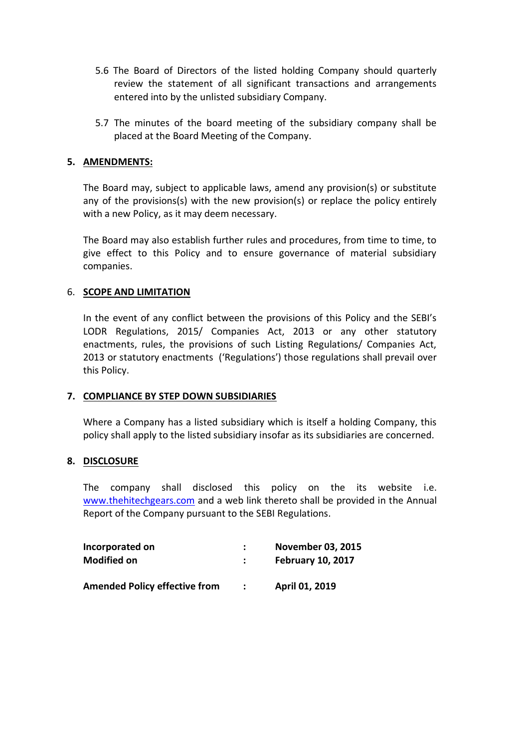5.6 The Board of Directors of the listed holding Company should quarterly review the statement of all significant transactions and arrangements entered into by the unlisted subsidiary Company.

5.7 The minutes of the board meeting of the subsidiary company shall be placed at the Board Meeting of the Company.

## 5. AMENDMENTS:

The Board may, subject to applicable laws, amend any provision(s) or substitute any of the provisions(s) with the new provision(s) or replace the policy entirely with a new Policy, as it may deem necessary.

The Board may also establish further rules and procedures, from time to time, to give effect to this Policy and to ensure governance of material subsidiary companies.

## 6. SCOPE AND LIMITATION

In the event of any conflict between the provisions of this Policy and the SEBI's LODR Regulations, 2015/ Companies Act, 2013 or any other statutory enactments, rules, the provisions of such Listing Regulations/ Companies Act, 2013 or statutory enactments ('Regulations') those regulations shall prevail over this Policy.

## 7. COMPLIANCE BY STEP DOWN SUBSIDIARIES

Where a Company has a listed subsidiary which is itself a holding Company, this policy shall apply to the listed subsidiary insofar as its subsidiaries are concerned.

## 8. DISCLOSURE

The company shall disclosed this policy on the its website i.e. www.thehitechgears.com and a web link thereto shall be provided in the Annual Report of the Company pursuant to the SEBI Regulations.

| | | |
|---|---|---|
| **Incorporated on** | : | **November 03, 2015** |
| **Modified on** | : | **February 10, 2017** |
| **Amended Policy effective from** | : | **April 01, 2019** |